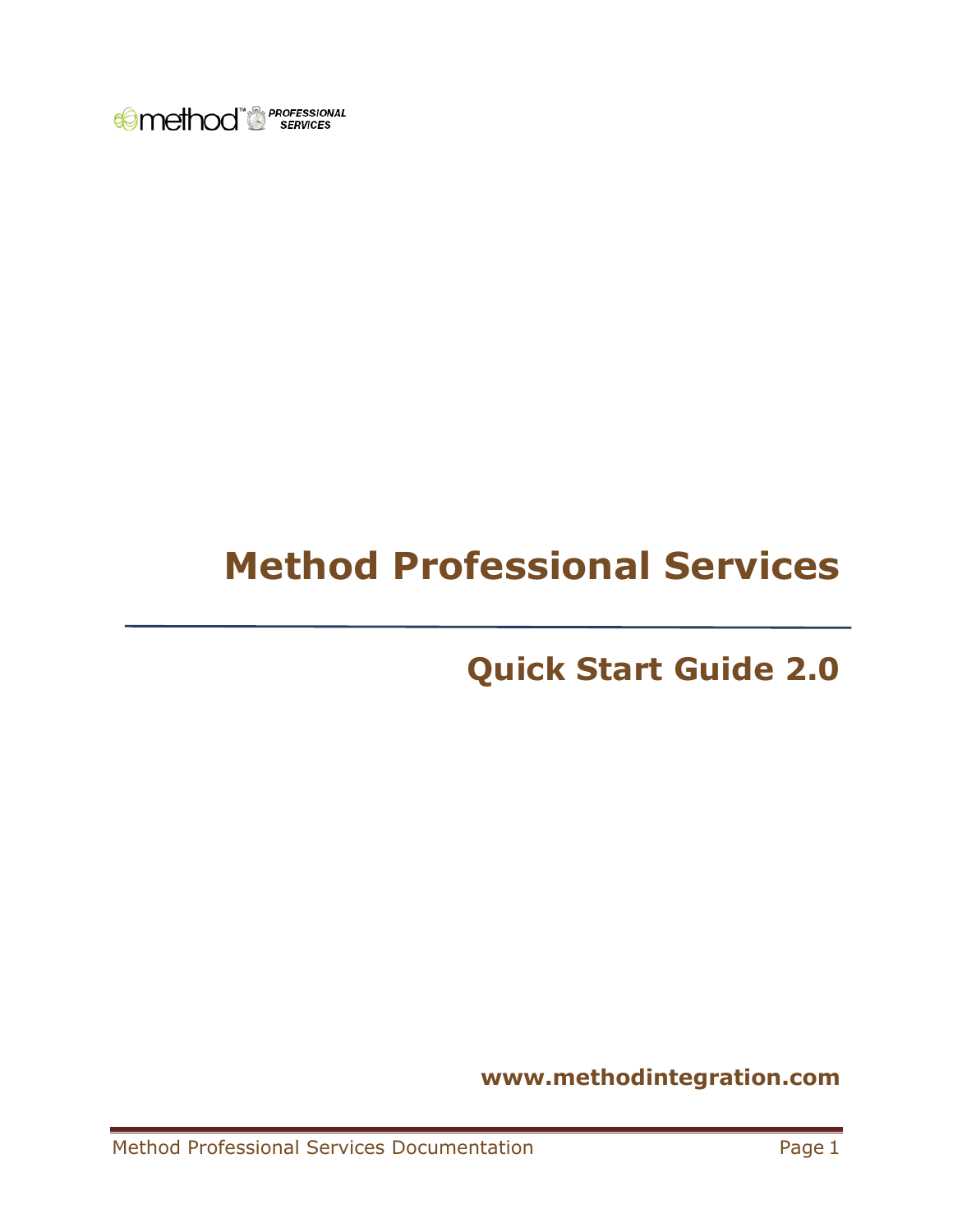# Method Professional Services

## Quick Start Guide 2.0

**www.methodintegration.com**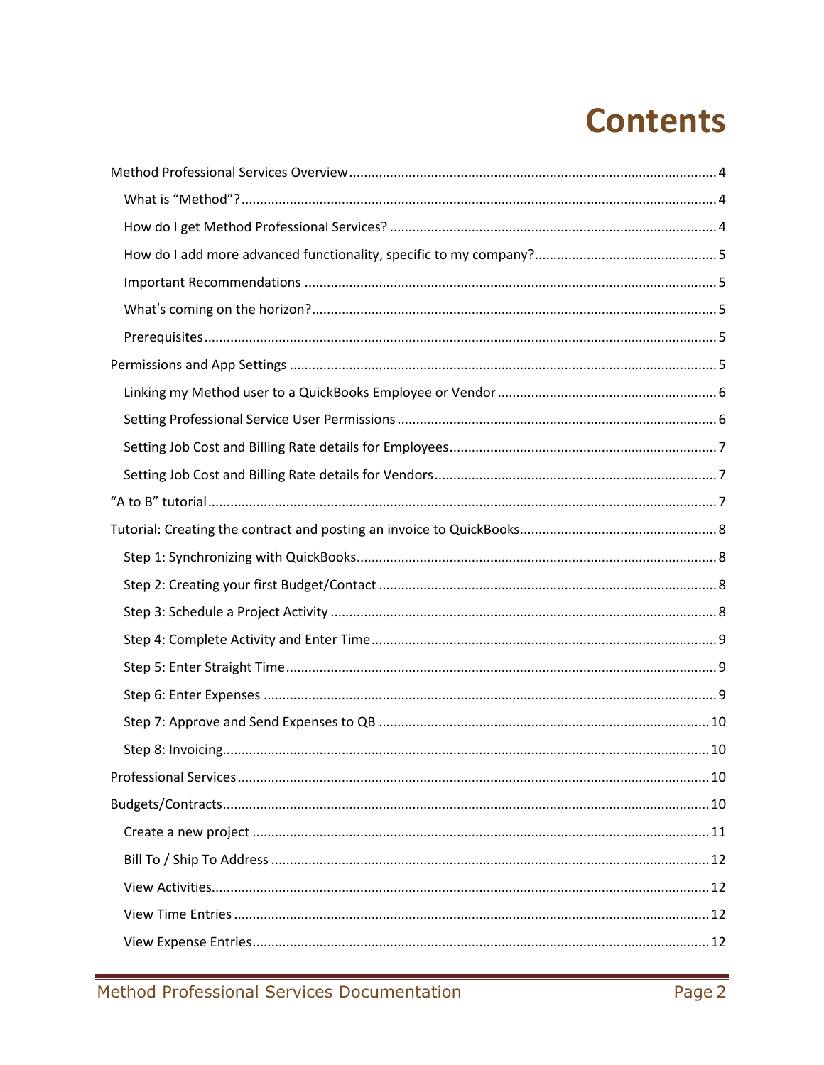# Contents

- Method Professional Services Overview ........ 4
  - What is "Method"? ........ 4
  - How do I get Method Professional Services? ........ 4
  - How do I add more advanced functionality, specific to my company? ........ 5
  - Important Recommendations ........ 5
  - What's coming on the horizon? ........ 5
  - Prerequisites ........ 5
- Permissions and App Settings ........ 5
  - Linking my Method user to a QuickBooks Employee or Vendor ........ 6
  - Setting Professional Service User Permissions ........ 6
  - Setting Job Cost and Billing Rate details for Employees ........ 7
  - Setting Job Cost and Billing Rate details for Vendors ........ 7
- "A to B" tutorial ........ 7
- Tutorial: Creating the contract and posting an invoice to QuickBooks ........ 8
  - Step 1: Synchronizing with QuickBooks ........ 8
  - Step 2: Creating your first Budget/Contact ........ 8
  - Step 3: Schedule a Project Activity ........ 8
  - Step 4: Complete Activity and Enter Time ........ 9
  - Step 5: Enter Straight Time ........ 9
  - Step 6: Enter Expenses ........ 9
  - Step 7: Approve and Send Expenses to QB ........ 10
  - Step 8: Invoicing ........ 10
- Professional Services ........ 10
- Budgets/Contracts ........ 10
  - Create a new project ........ 11
  - Bill To / Ship To Address ........ 12
  - View Activities ........ 12
  - View Time Entries ........ 12
  - View Expense Entries ........ 12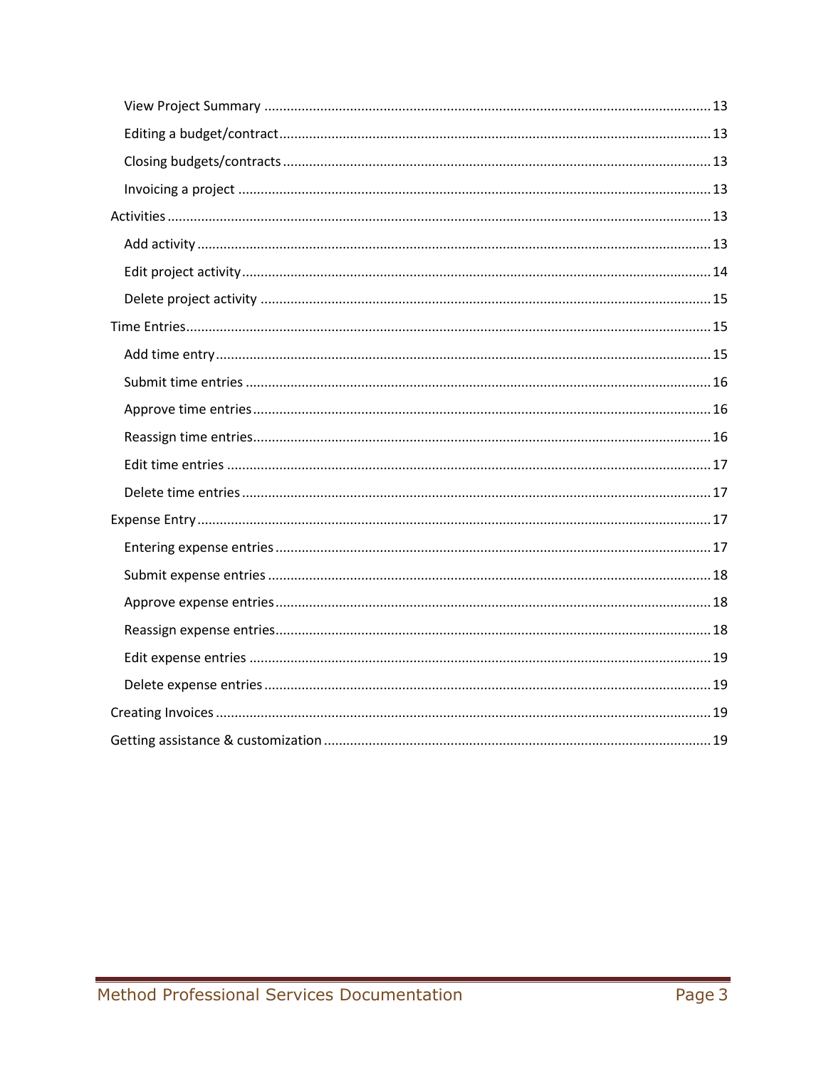- View Project Summary ........ 13
- Editing a budget/contract ........ 13
- Closing budgets/contracts ........ 13
- Invoicing a project ........ 13

Activities ........ 13

- Add activity ........ 13
- Edit project activity ........ 14
- Delete project activity ........ 15

Time Entries ........ 15

- Add time entry ........ 15
- Submit time entries ........ 16
- Approve time entries ........ 16
- Reassign time entries ........ 16
- Edit time entries ........ 17
- Delete time entries ........ 17

Expense Entry ........ 17

- Entering expense entries ........ 17
- Submit expense entries ........ 18
- Approve expense entries ........ 18
- Reassign expense entries ........ 18
- Edit expense entries ........ 19
- Delete expense entries ........ 19

Creating Invoices ........ 19

Getting assistance & customization ........ 19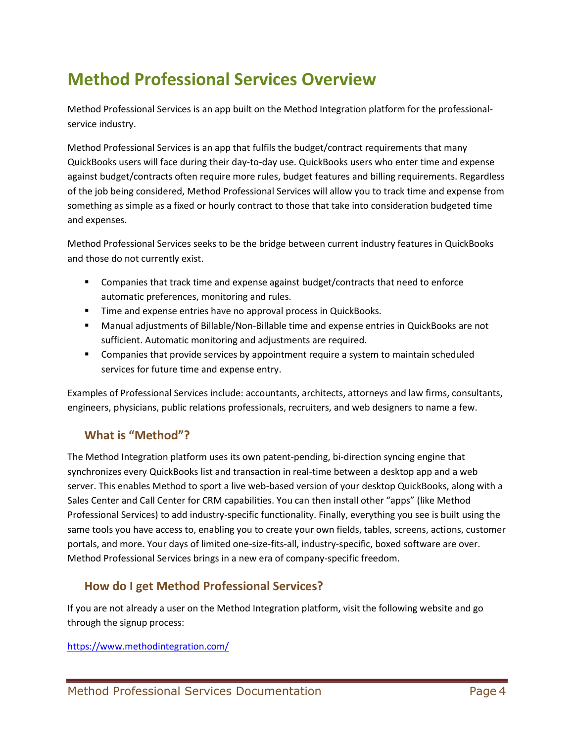# Method Professional Services Overview

Method Professional Services is an app built on the Method Integration platform for the professional-service industry.

Method Professional Services is an app that fulfils the budget/contract requirements that many QuickBooks users will face during their day-to-day use. QuickBooks users who enter time and expense against budget/contracts often require more rules, budget features and billing requirements. Regardless of the job being considered, Method Professional Services will allow you to track time and expense from something as simple as a fixed or hourly contract to those that take into consideration budgeted time and expenses.

Method Professional Services seeks to be the bridge between current industry features in QuickBooks and those do not currently exist.

- Companies that track time and expense against budget/contracts that need to enforce automatic preferences, monitoring and rules.
- Time and expense entries have no approval process in QuickBooks.
- Manual adjustments of Billable/Non-Billable time and expense entries in QuickBooks are not sufficient. Automatic monitoring and adjustments are required.
- Companies that provide services by appointment require a system to maintain scheduled services for future time and expense entry.

Examples of Professional Services include: accountants, architects, attorneys and law firms, consultants, engineers, physicians, public relations professionals, recruiters, and web designers to name a few.

## What is "Method"?

The Method Integration platform uses its own patent-pending, bi-direction syncing engine that synchronizes every QuickBooks list and transaction in real-time between a desktop app and a web server. This enables Method to sport a live web-based version of your desktop QuickBooks, along with a Sales Center and Call Center for CRM capabilities. You can then install other "apps" (like Method Professional Services) to add industry-specific functionality. Finally, everything you see is built using the same tools you have access to, enabling you to create your own fields, tables, screens, actions, customer portals, and more. Your days of limited one-size-fits-all, industry-specific, boxed software are over. Method Professional Services brings in a new era of company-specific freedom.

## How do I get Method Professional Services?

If you are not already a user on the Method Integration platform, visit the following website and go through the signup process:

https://www.methodintegration.com/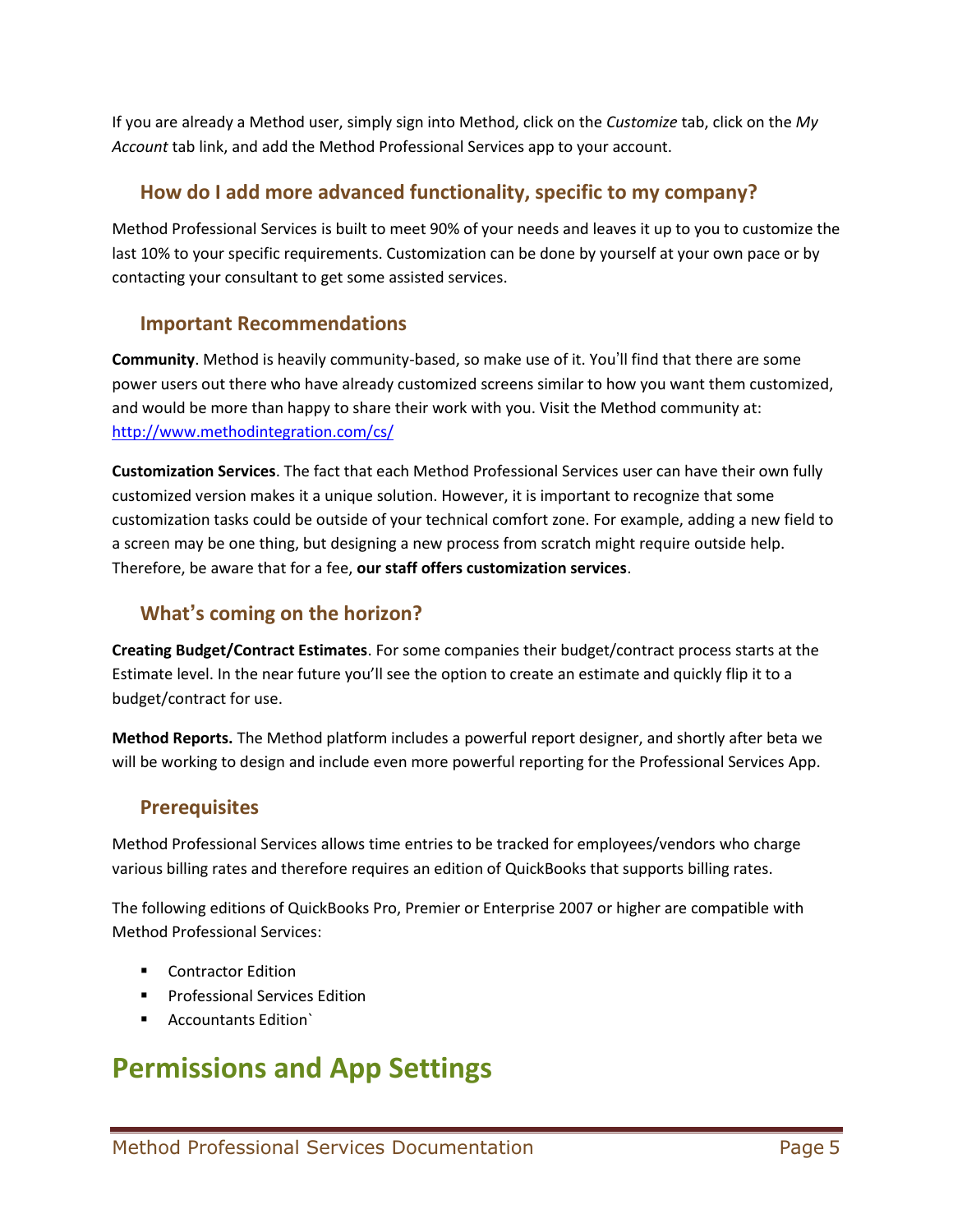If you are already a Method user, simply sign into Method, click on the *Customize* tab, click on the *My Account* tab link, and add the Method Professional Services app to your account.

### How do I add more advanced functionality, specific to my company?

Method Professional Services is built to meet 90% of your needs and leaves it up to you to customize the last 10% to your specific requirements. Customization can be done by yourself at your own pace or by contacting your consultant to get some assisted services.

### Important Recommendations

**Community**. Method is heavily community-based, so make use of it. You'll find that there are some power users out there who have already customized screens similar to how you want them customized, and would be more than happy to share their work with you. Visit the Method community at: http://www.methodintegration.com/cs/

**Customization Services**. The fact that each Method Professional Services user can have their own fully customized version makes it a unique solution. However, it is important to recognize that some customization tasks could be outside of your technical comfort zone. For example, adding a new field to a screen may be one thing, but designing a new process from scratch might require outside help. Therefore, be aware that for a fee, **our staff offers customization services**.

### What's coming on the horizon?

**Creating Budget/Contract Estimates**. For some companies their budget/contract process starts at the Estimate level. In the near future you'll see the option to create an estimate and quickly flip it to a budget/contract for use.

**Method Reports.** The Method platform includes a powerful report designer, and shortly after beta we will be working to design and include even more powerful reporting for the Professional Services App.

### Prerequisites

Method Professional Services allows time entries to be tracked for employees/vendors who charge various billing rates and therefore requires an edition of QuickBooks that supports billing rates.

The following editions of QuickBooks Pro, Premier or Enterprise 2007 or higher are compatible with Method Professional Services:

- Contractor Edition
- Professional Services Edition
- Accountants Edition`

# Permissions and App Settings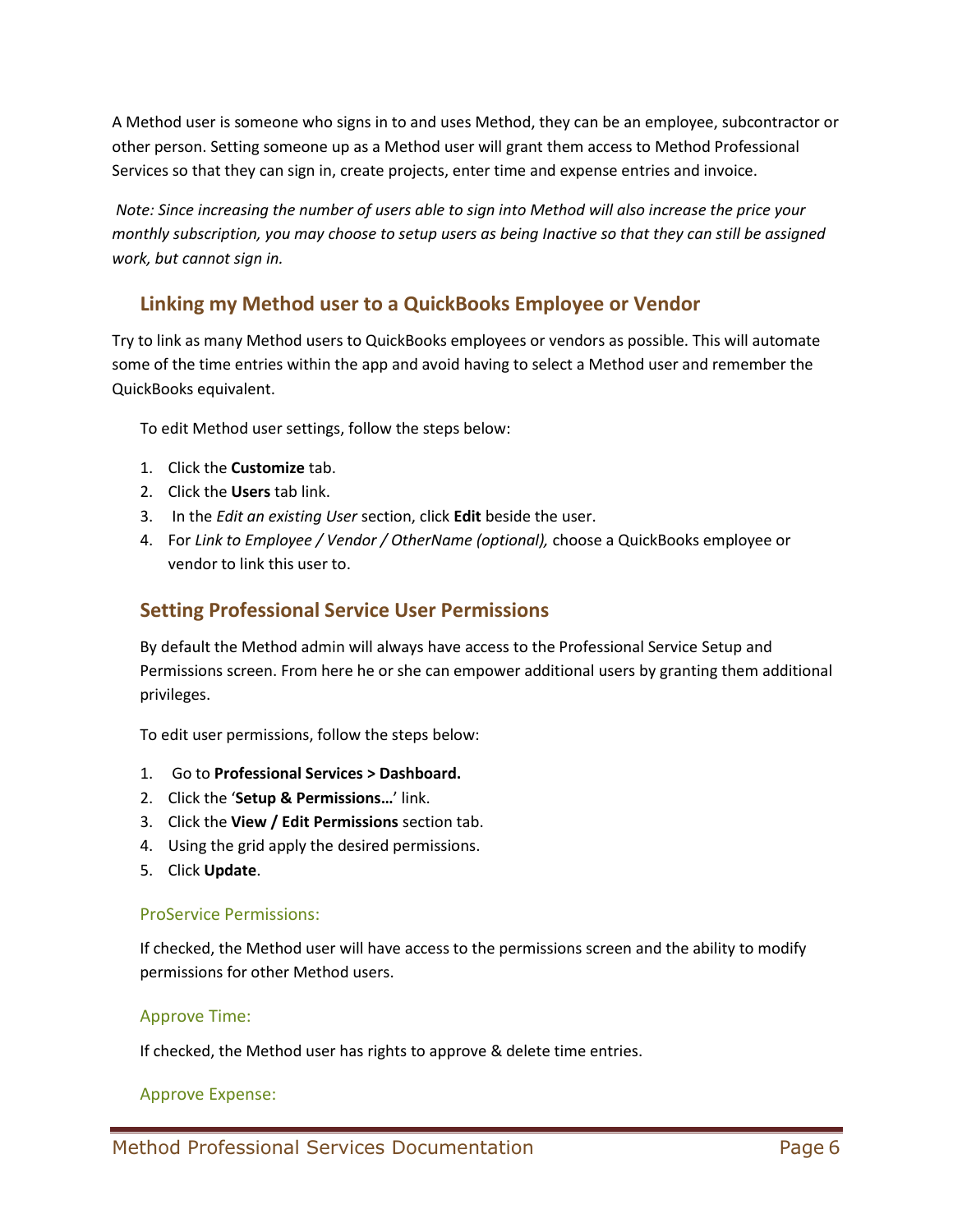A Method user is someone who signs in to and uses Method, they can be an employee, subcontractor or other person. Setting someone up as a Method user will grant them access to Method Professional Services so that they can sign in, create projects, enter time and expense entries and invoice.

*Note: Since increasing the number of users able to sign into Method will also increase the price your monthly subscription, you may choose to setup users as being Inactive so that they can still be assigned work, but cannot sign in.*

## Linking my Method user to a QuickBooks Employee or Vendor

Try to link as many Method users to QuickBooks employees or vendors as possible. This will automate some of the time entries within the app and avoid having to select a Method user and remember the QuickBooks equivalent.

To edit Method user settings, follow the steps below:

1. Click the **Customize** tab.
2. Click the **Users** tab link.
3. In the *Edit an existing User* section, click **Edit** beside the user.
4. For *Link to Employee / Vendor / OtherName (optional),* choose a QuickBooks employee or vendor to link this user to.

## Setting Professional Service User Permissions

By default the Method admin will always have access to the Professional Service Setup and Permissions screen. From here he or she can empower additional users by granting them additional privileges.

To edit user permissions, follow the steps below:

1. Go to **Professional Services > Dashboard.**
2. Click the '**Setup & Permissions…**' link.
3. Click the **View / Edit Permissions** section tab.
4. Using the grid apply the desired permissions.
5. Click **Update**.

### ProService Permissions:

If checked, the Method user will have access to the permissions screen and the ability to modify permissions for other Method users.

### Approve Time:

If checked, the Method user has rights to approve & delete time entries.

### Approve Expense: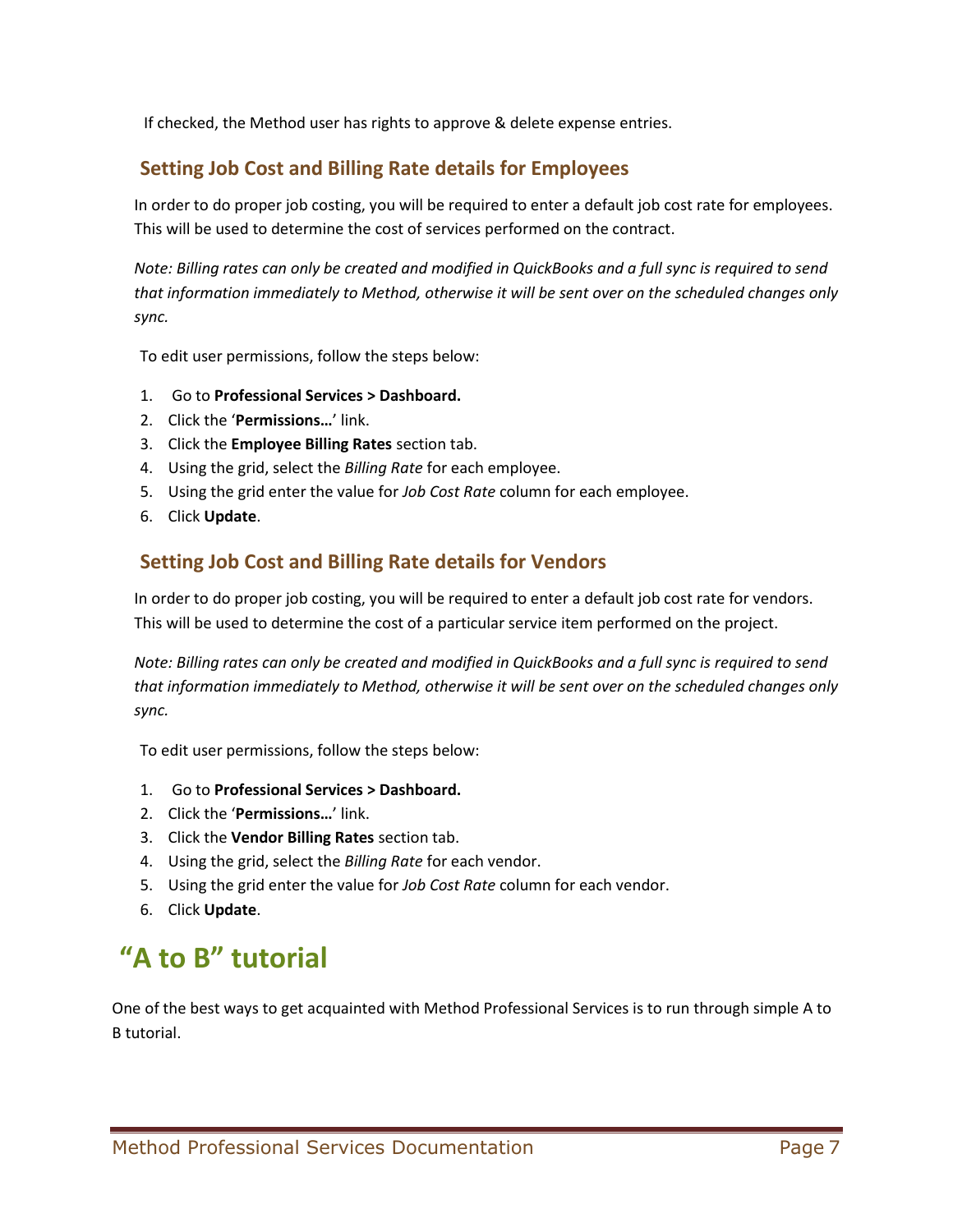If checked, the Method user has rights to approve & delete expense entries.

### Setting Job Cost and Billing Rate details for Employees

In order to do proper job costing, you will be required to enter a default job cost rate for employees. This will be used to determine the cost of services performed on the contract.

*Note: Billing rates can only be created and modified in QuickBooks and a full sync is required to send that information immediately to Method, otherwise it will be sent over on the scheduled changes only sync.*

To edit user permissions, follow the steps below:

1. Go to **Professional Services > Dashboard.**
2. Click the '**Permissions…**' link.
3. Click the **Employee Billing Rates** section tab.
4. Using the grid, select the *Billing Rate* for each employee.
5. Using the grid enter the value for *Job Cost Rate* column for each employee.
6. Click **Update**.

### Setting Job Cost and Billing Rate details for Vendors

In order to do proper job costing, you will be required to enter a default job cost rate for vendors. This will be used to determine the cost of a particular service item performed on the project.

*Note: Billing rates can only be created and modified in QuickBooks and a full sync is required to send that information immediately to Method, otherwise it will be sent over on the scheduled changes only sync.*

To edit user permissions, follow the steps below:

1. Go to **Professional Services > Dashboard.**
2. Click the '**Permissions…**' link.
3. Click the **Vendor Billing Rates** section tab.
4. Using the grid, select the *Billing Rate* for each vendor.
5. Using the grid enter the value for *Job Cost Rate* column for each vendor.
6. Click **Update**.

# "A to B" tutorial

One of the best ways to get acquainted with Method Professional Services is to run through simple A to B tutorial.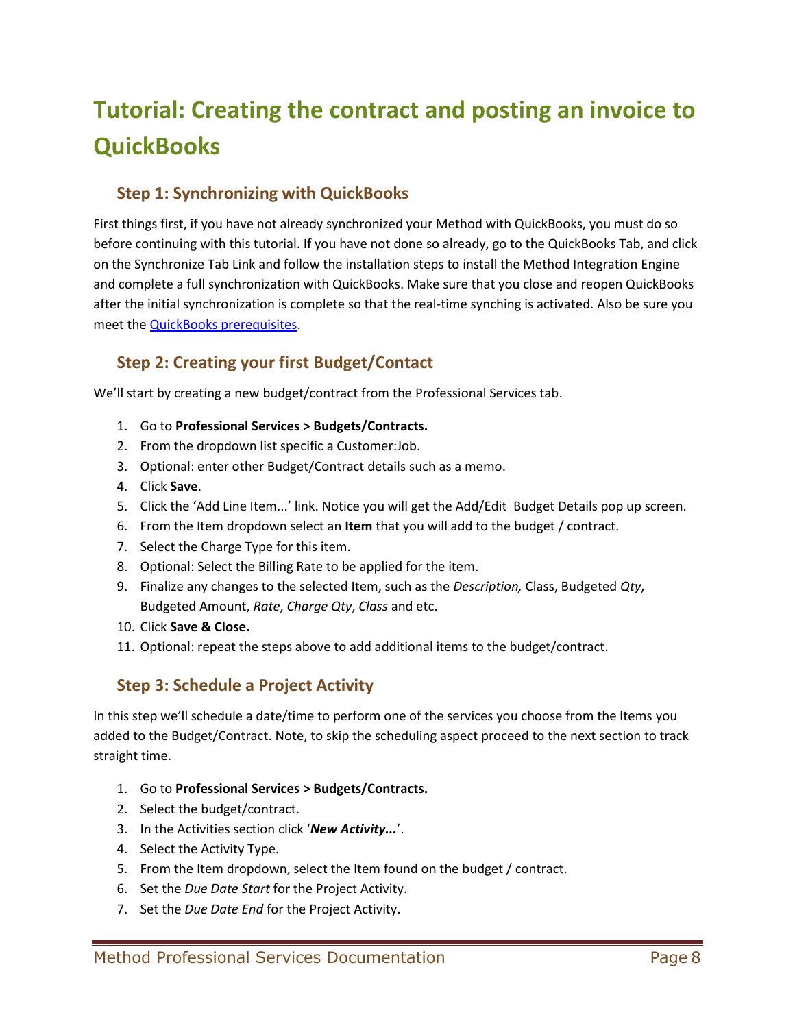# Tutorial: Creating the contract and posting an invoice to QuickBooks

## Step 1: Synchronizing with QuickBooks

First things first, if you have not already synchronized your Method with QuickBooks, you must do so before continuing with this tutorial. If you have not done so already, go to the QuickBooks Tab, and click on the Synchronize Tab Link and follow the installation steps to install the Method Integration Engine and complete a full synchronization with QuickBooks. Make sure that you close and reopen QuickBooks after the initial synchronization is complete so that the real-time synching is activated. Also be sure you meet the [QuickBooks prerequisites](#).

## Step 2: Creating your first Budget/Contact

We'll start by creating a new budget/contract from the Professional Services tab.

1. Go to **Professional Services > Budgets/Contracts.**
2. From the dropdown list specific a Customer:Job.
3. Optional: enter other Budget/Contract details such as a memo.
4. Click **Save**.
5. Click the 'Add Line Item...' link. Notice you will get the Add/Edit Budget Details pop up screen.
6. From the Item dropdown select an **Item** that you will add to the budget / contract.
7. Select the Charge Type for this item.
8. Optional: Select the Billing Rate to be applied for the item.
9. Finalize any changes to the selected Item, such as the *Description,* Class, Budgeted *Qty*, Budgeted Amount, *Rate*, *Charge Qty*, *Class* and etc.
10. Click **Save & Close.**
11. Optional: repeat the steps above to add additional items to the budget/contract.

## Step 3: Schedule a Project Activity

In this step we'll schedule a date/time to perform one of the services you choose from the Items you added to the Budget/Contract. Note, to skip the scheduling aspect proceed to the next section to track straight time.

1. Go to **Professional Services > Budgets/Contracts.**
2. Select the budget/contract.
3. In the Activities section click '***New Activity...***'.
4. Select the Activity Type.
5. From the Item dropdown, select the Item found on the budget / contract.
6. Set the *Due Date Start* for the Project Activity.
7. Set the *Due Date End* for the Project Activity.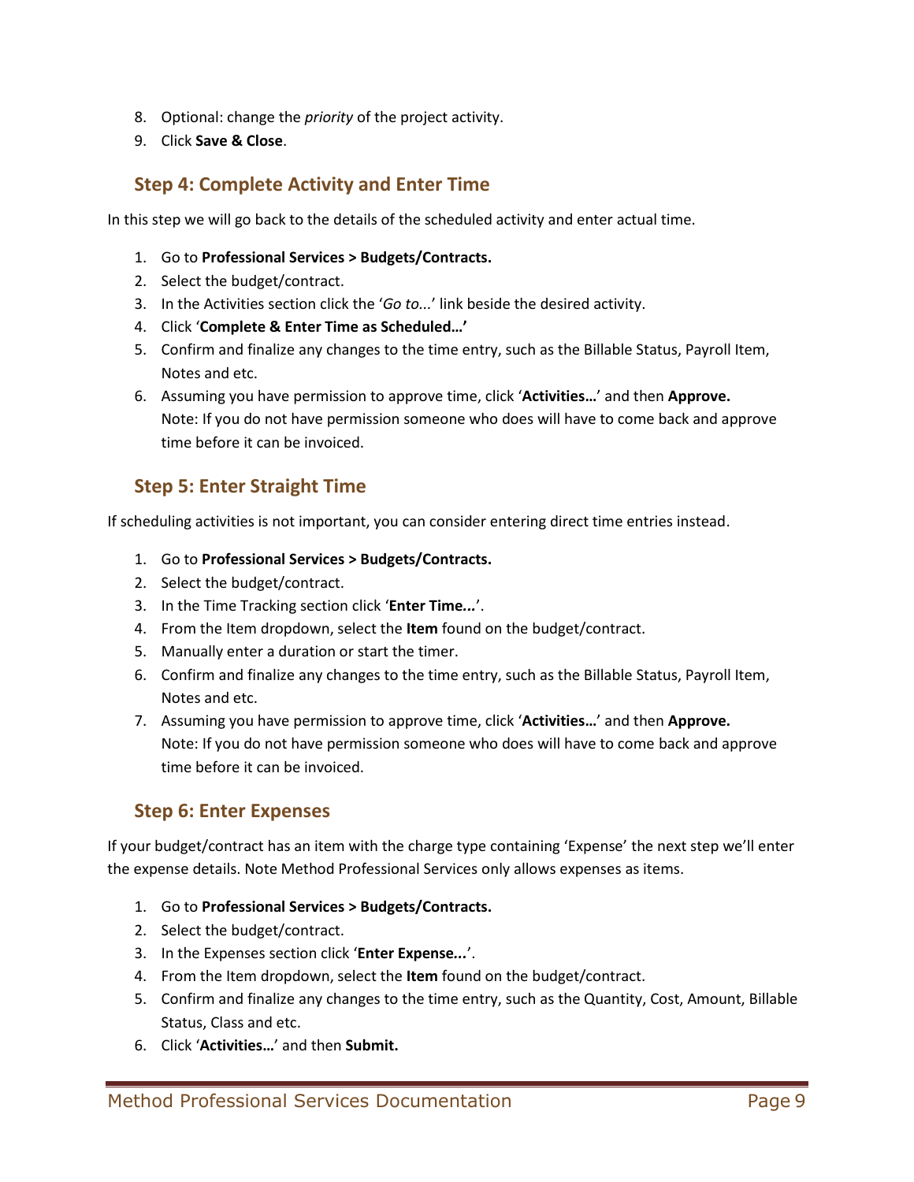8. Optional: change the *priority* of the project activity.
9. Click **Save & Close**.

## Step 4: Complete Activity and Enter Time

In this step we will go back to the details of the scheduled activity and enter actual time.

1. Go to **Professional Services > Budgets/Contracts.**
2. Select the budget/contract.
3. In the Activities section click the '*Go to...*' link beside the desired activity.
4. Click '**Complete & Enter Time as Scheduled…'**
5. Confirm and finalize any changes to the time entry, such as the Billable Status, Payroll Item, Notes and etc.
6. Assuming you have permission to approve time, click '**Activities…**' and then **Approve.** Note: If you do not have permission someone who does will have to come back and approve time before it can be invoiced.

## Step 5: Enter Straight Time

If scheduling activities is not important, you can consider entering direct time entries instead.

1. Go to **Professional Services > Budgets/Contracts.**
2. Select the budget/contract.
3. In the Time Tracking section click '**Enter Time...**'.
4. From the Item dropdown, select the **Item** found on the budget/contract.
5. Manually enter a duration or start the timer.
6. Confirm and finalize any changes to the time entry, such as the Billable Status, Payroll Item, Notes and etc.
7. Assuming you have permission to approve time, click '**Activities…**' and then **Approve.** Note: If you do not have permission someone who does will have to come back and approve time before it can be invoiced.

## Step 6: Enter Expenses

If your budget/contract has an item with the charge type containing 'Expense' the next step we'll enter the expense details. Note Method Professional Services only allows expenses as items.

1. Go to **Professional Services > Budgets/Contracts.**
2. Select the budget/contract.
3. In the Expenses section click '**Enter Expense...**'.
4. From the Item dropdown, select the **Item** found on the budget/contract.
5. Confirm and finalize any changes to the time entry, such as the Quantity, Cost, Amount, Billable Status, Class and etc.
6. Click '**Activities…**' and then **Submit.**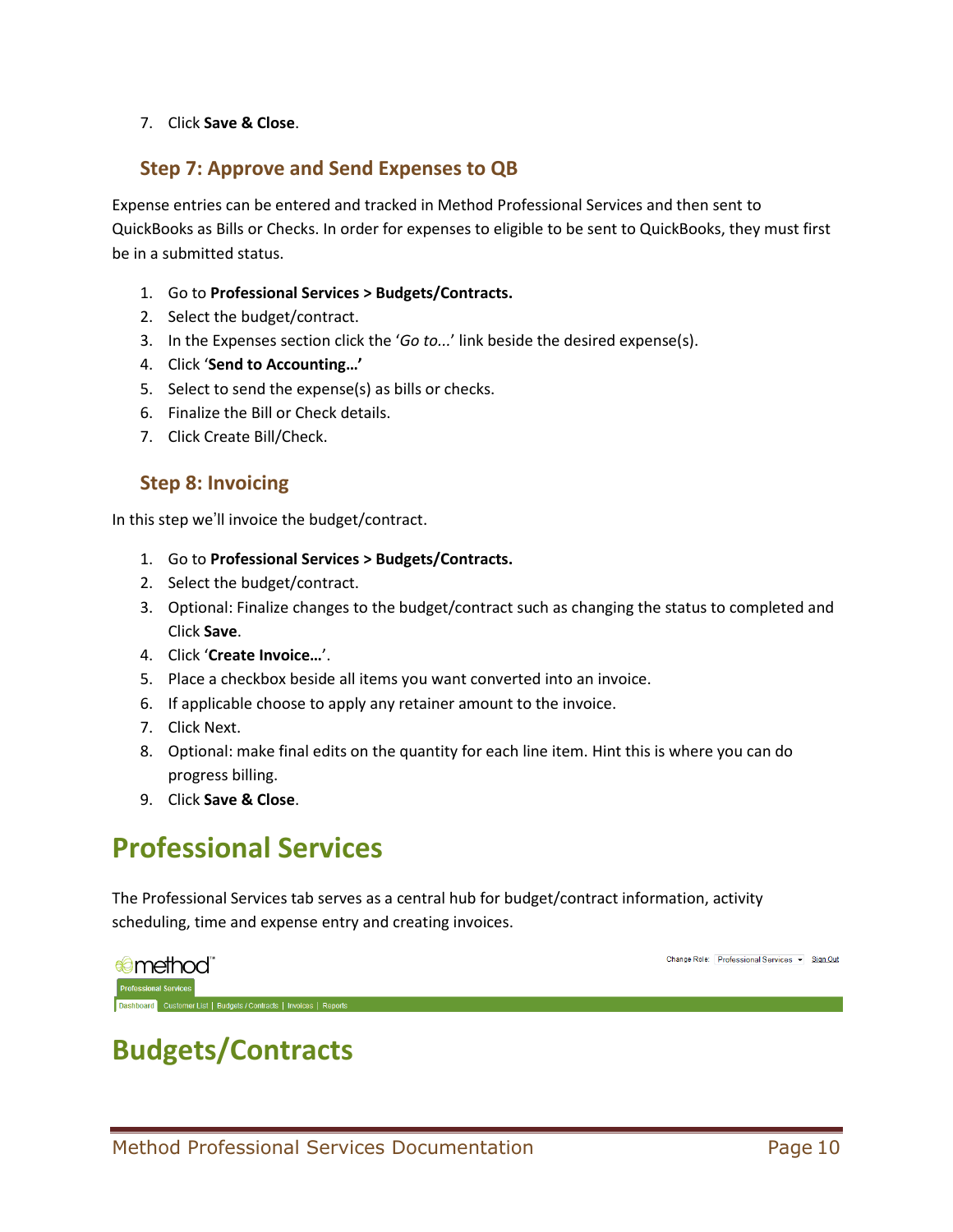7. Click **Save & Close**.

### Step 7: Approve and Send Expenses to QB

Expense entries can be entered and tracked in Method Professional Services and then sent to QuickBooks as Bills or Checks. In order for expenses to eligible to be sent to QuickBooks, they must first be in a submitted status.

1. Go to **Professional Services > Budgets/Contracts.**
2. Select the budget/contract.
3. In the Expenses section click the '*Go to...*' link beside the desired expense(s).
4. Click '**Send to Accounting…'**
5. Select to send the expense(s) as bills or checks.
6. Finalize the Bill or Check details.
7. Click Create Bill/Check.

### Step 8: Invoicing

In this step we'll invoice the budget/contract.

1. Go to **Professional Services > Budgets/Contracts.**
2. Select the budget/contract.
3. Optional: Finalize changes to the budget/contract such as changing the status to completed and Click **Save**.
4. Click '**Create Invoice…**'.
5. Place a checkbox beside all items you want converted into an invoice.
6. If applicable choose to apply any retainer amount to the invoice.
7. Click Next.
8. Optional: make final edits on the quantity for each line item. Hint this is where you can do progress billing.
9. Click **Save & Close**.

# Professional Services

The Professional Services tab serves as a central hub for budget/contract information, activity scheduling, time and expense entry and creating invoices.

# Budgets/Contracts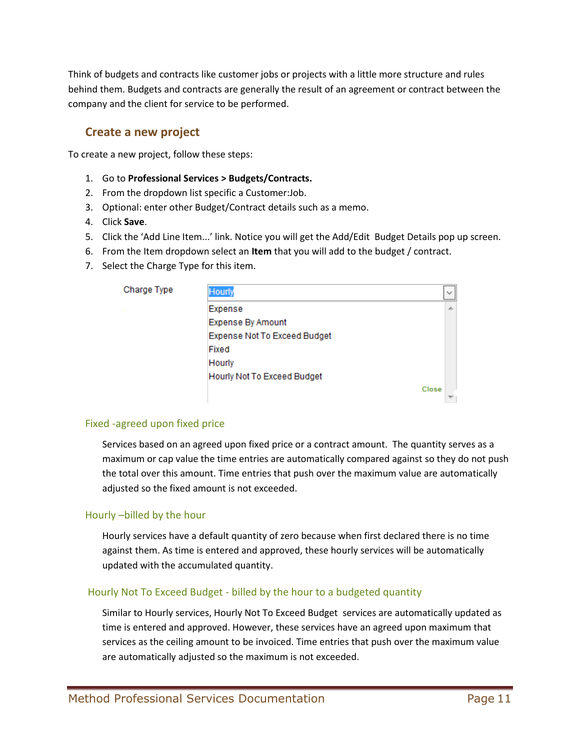Think of budgets and contracts like customer jobs or projects with a little more structure and rules behind them. Budgets and contracts are generally the result of an agreement or contract between the company and the client for service to be performed.

## Create a new project

To create a new project, follow these steps:

1. Go to **Professional Services > Budgets/Contracts.**
2. From the dropdown list specific a Customer:Job.
3. Optional: enter other Budget/Contract details such as a memo.
4. Click **Save**.
5. Click the 'Add Line Item...' link. Notice you will get the Add/Edit Budget Details pop up screen.
6. From the Item dropdown select an **Item** that you will add to the budget / contract.
7. Select the Charge Type for this item.

Charge Type: Hourly

- Expense
- Expense By Amount
- Expense Not To Exceed Budget
- Fixed
- Hourly
- Hourly Not To Exceed Budget

Close

### Fixed -agreed upon fixed price

Services based on an agreed upon fixed price or a contract amount. The quantity serves as a maximum or cap value the time entries are automatically compared against so they do not push the total over this amount. Time entries that push over the maximum value are automatically adjusted so the fixed amount is not exceeded.

### Hourly –billed by the hour

Hourly services have a default quantity of zero because when first declared there is no time against them. As time is entered and approved, these hourly services will be automatically updated with the accumulated quantity.

### Hourly Not To Exceed Budget - billed by the hour to a budgeted quantity

Similar to Hourly services, Hourly Not To Exceed Budget services are automatically updated as time is entered and approved. However, these services have an agreed upon maximum that services as the ceiling amount to be invoiced. Time entries that push over the maximum value are automatically adjusted so the maximum is not exceeded.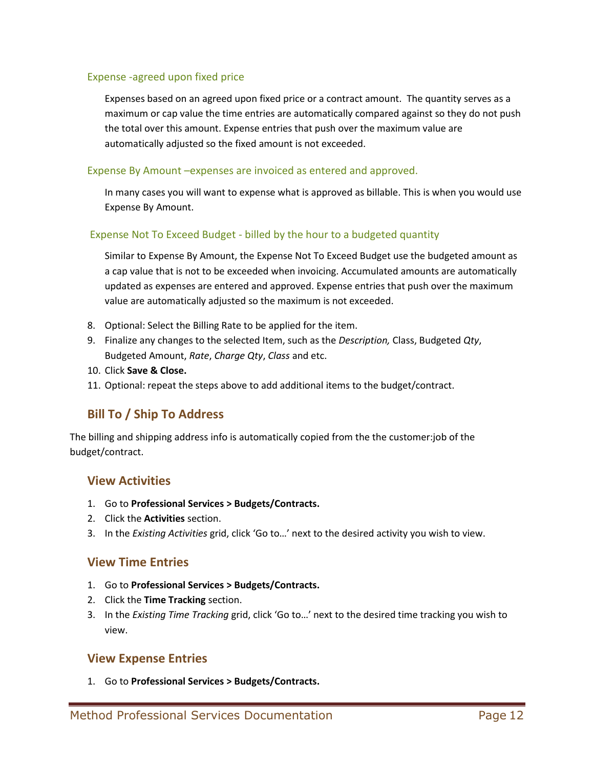#### Expense -agreed upon fixed price

Expenses based on an agreed upon fixed price or a contract amount.  The quantity serves as a maximum or cap value the time entries are automatically compared against so they do not push the total over this amount. Expense entries that push over the maximum value are automatically adjusted so the fixed amount is not exceeded.

#### Expense By Amount –expenses are invoiced as entered and approved.

In many cases you will want to expense what is approved as billable. This is when you would use Expense By Amount.

#### Expense Not To Exceed Budget - billed by the hour to a budgeted quantity

Similar to Expense By Amount, the Expense Not To Exceed Budget use the budgeted amount as a cap value that is not to be exceeded when invoicing. Accumulated amounts are automatically updated as expenses are entered and approved. Expense entries that push over the maximum value are automatically adjusted so the maximum is not exceeded.

8. Optional: Select the Billing Rate to be applied for the item.
9. Finalize any changes to the selected Item, such as the *Description,* Class, Budgeted *Qty*, Budgeted Amount, *Rate*, *Charge Qty*, *Class* and etc.
10. Click **Save & Close.**
11. Optional: repeat the steps above to add additional items to the budget/contract.

### Bill To / Ship To Address

The billing and shipping address info is automatically copied from the the customer:job of the budget/contract.

### View Activities

1. Go to **Professional Services > Budgets/Contracts.**
2. Click the **Activities** section.
3. In the *Existing Activities* grid, click 'Go to…' next to the desired activity you wish to view.

### View Time Entries

1. Go to **Professional Services > Budgets/Contracts.**
2. Click the **Time Tracking** section.
3. In the *Existing Time Tracking* grid, click 'Go to…' next to the desired time tracking you wish to view.

### View Expense Entries

1. Go to **Professional Services > Budgets/Contracts.**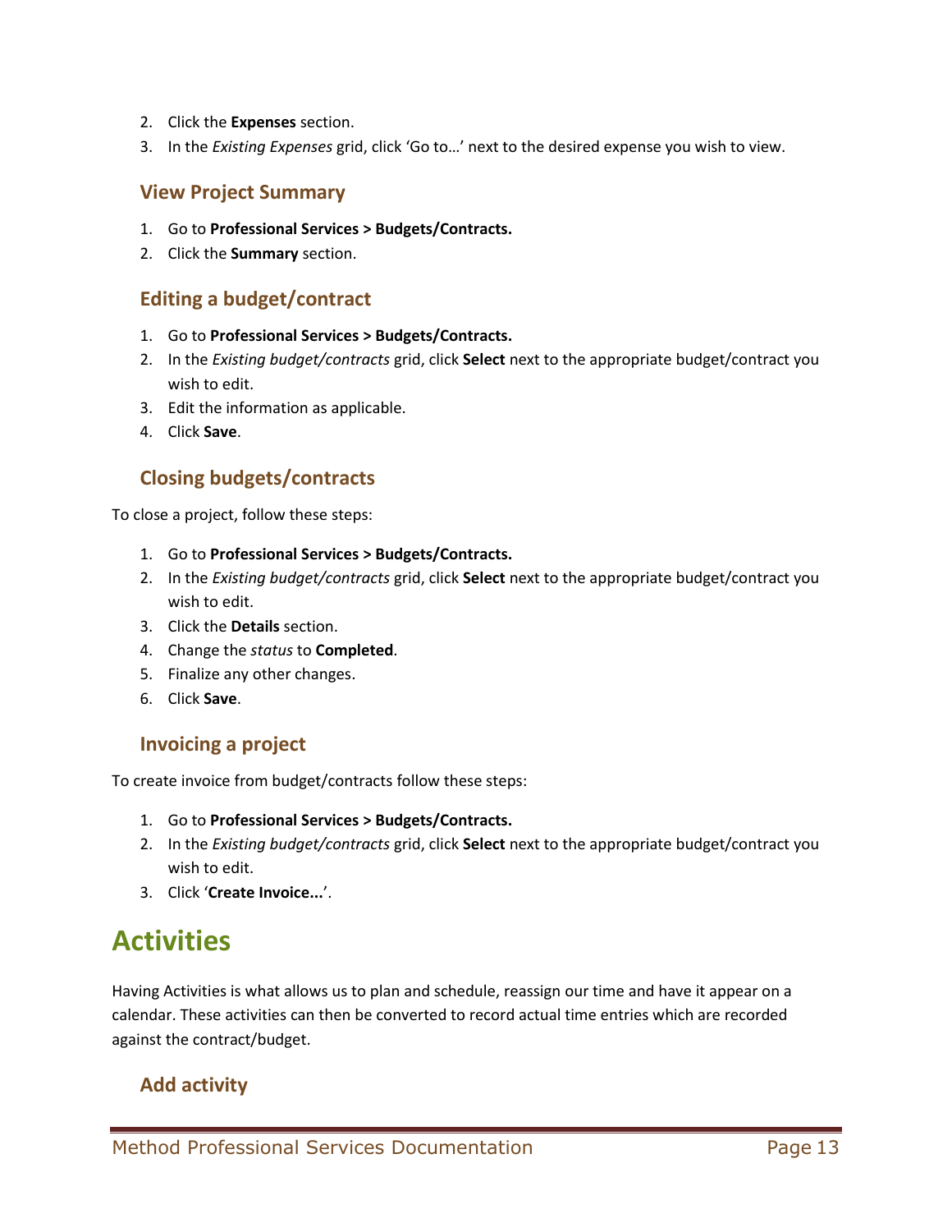2. Click the **Expenses** section.
3. In the *Existing Expenses* grid, click 'Go to…' next to the desired expense you wish to view.

### View Project Summary

1. Go to **Professional Services > Budgets/Contracts.**
2. Click the **Summary** section.

### Editing a budget/contract

1. Go to **Professional Services > Budgets/Contracts.**
2. In the *Existing budget/contracts* grid, click **Select** next to the appropriate budget/contract you wish to edit.
3. Edit the information as applicable.
4. Click **Save**.

### Closing budgets/contracts

To close a project, follow these steps:

1. Go to **Professional Services > Budgets/Contracts.**
2. In the *Existing budget/contracts* grid, click **Select** next to the appropriate budget/contract you wish to edit.
3. Click the **Details** section.
4. Change the *status* to **Completed**.
5. Finalize any other changes.
6. Click **Save**.

### Invoicing a project

To create invoice from budget/contracts follow these steps:

1. Go to **Professional Services > Budgets/Contracts.**
2. In the *Existing budget/contracts* grid, click **Select** next to the appropriate budget/contract you wish to edit.
3. Click '**Create Invoice...**'.

# Activities

Having Activities is what allows us to plan and schedule, reassign our time and have it appear on a calendar. These activities can then be converted to record actual time entries which are recorded against the contract/budget.

### Add activity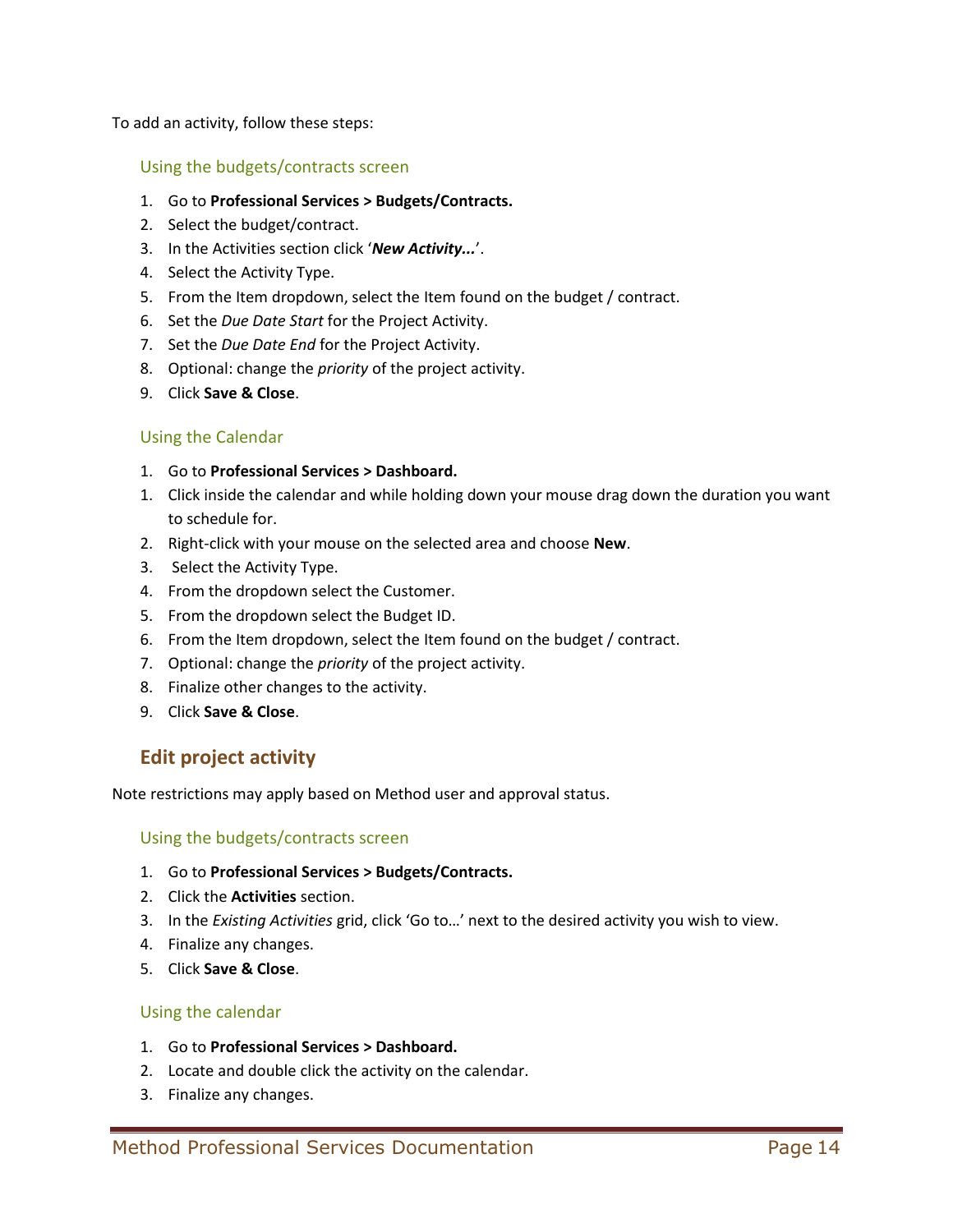To add an activity, follow these steps:

### Using the budgets/contracts screen

1. Go to **Professional Services > Budgets/Contracts.**
2. Select the budget/contract.
3. In the Activities section click '***New Activity...***'.
4. Select the Activity Type.
5. From the Item dropdown, select the Item found on the budget / contract.
6. Set the *Due Date Start* for the Project Activity.
7. Set the *Due Date End* for the Project Activity.
8. Optional: change the *priority* of the project activity.
9. Click **Save & Close**.

### Using the Calendar

1. Go to **Professional Services > Dashboard.**
1. Click inside the calendar and while holding down your mouse drag down the duration you want to schedule for.
2. Right-click with your mouse on the selected area and choose **New**.
3. Select the Activity Type.
4. From the dropdown select the Customer.
5. From the dropdown select the Budget ID.
6. From the Item dropdown, select the Item found on the budget / contract.
7. Optional: change the *priority* of the project activity.
8. Finalize other changes to the activity.
9. Click **Save & Close**.

## Edit project activity

Note restrictions may apply based on Method user and approval status.

### Using the budgets/contracts screen

1. Go to **Professional Services > Budgets/Contracts.**
2. Click the **Activities** section.
3. In the *Existing Activities* grid, click 'Go to…' next to the desired activity you wish to view.
4. Finalize any changes.
5. Click **Save & Close**.

### Using the calendar

1. Go to **Professional Services > Dashboard.**
2. Locate and double click the activity on the calendar.
3. Finalize any changes.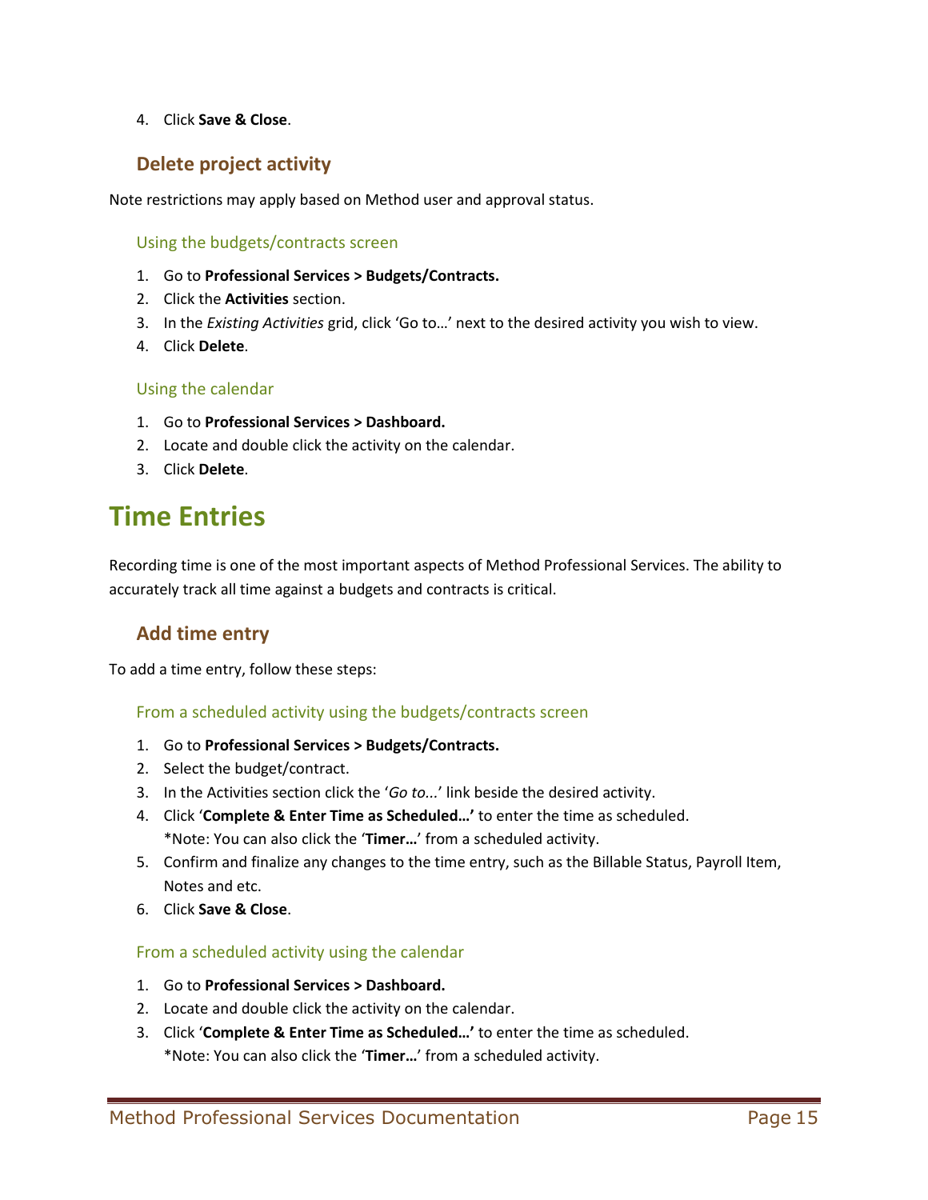4. Click **Save & Close**.

## Delete project activity

Note restrictions may apply based on Method user and approval status.

### Using the budgets/contracts screen

1. Go to **Professional Services > Budgets/Contracts.**
2. Click the **Activities** section.
3. In the *Existing Activities* grid, click 'Go to…' next to the desired activity you wish to view.
4. Click **Delete**.

### Using the calendar

1. Go to **Professional Services > Dashboard.**
2. Locate and double click the activity on the calendar.
3. Click **Delete**.

# Time Entries

Recording time is one of the most important aspects of Method Professional Services. The ability to accurately track all time against a budgets and contracts is critical.

## Add time entry

To add a time entry, follow these steps:

### From a scheduled activity using the budgets/contracts screen

1. Go to **Professional Services > Budgets/Contracts.**
2. Select the budget/contract.
3. In the Activities section click the '*Go to...*' link beside the desired activity.
4. Click '**Complete & Enter Time as Scheduled…'** to enter the time as scheduled.
   *Note: You can also click the '**Timer…**' from a scheduled activity.
5. Confirm and finalize any changes to the time entry, such as the Billable Status, Payroll Item, Notes and etc.
6. Click **Save & Close**.

### From a scheduled activity using the calendar

1. Go to **Professional Services > Dashboard.**
2. Locate and double click the activity on the calendar.
3. Click '**Complete & Enter Time as Scheduled…'** to enter the time as scheduled.
   *Note: You can also click the '**Timer…**' from a scheduled activity.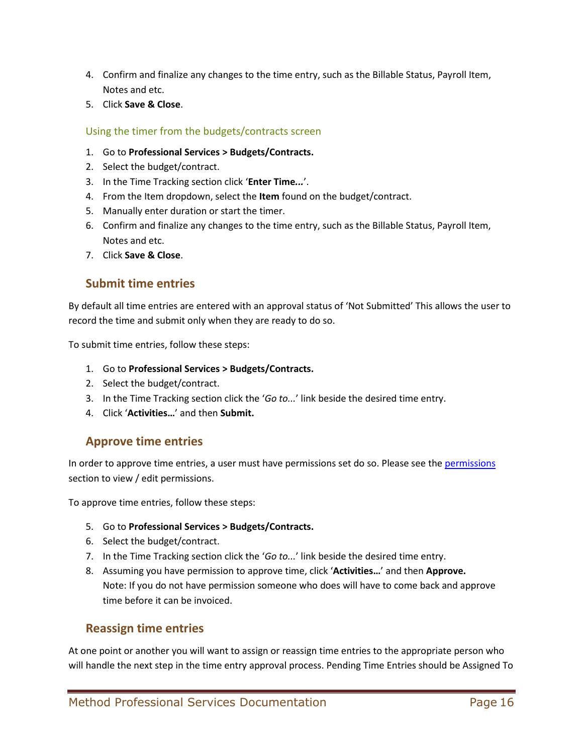4. Confirm and finalize any changes to the time entry, such as the Billable Status, Payroll Item, Notes and etc.
5. Click **Save & Close**.

### Using the timer from the budgets/contracts screen

1. Go to **Professional Services > Budgets/Contracts.**
2. Select the budget/contract.
3. In the Time Tracking section click '**Enter Time...**'.
4. From the Item dropdown, select the **Item** found on the budget/contract.
5. Manually enter duration or start the timer.
6. Confirm and finalize any changes to the time entry, such as the Billable Status, Payroll Item, Notes and etc.
7. Click **Save & Close**.

## Submit time entries

By default all time entries are entered with an approval status of 'Not Submitted' This allows the user to record the time and submit only when they are ready to do so.

To submit time entries, follow these steps:

1. Go to **Professional Services > Budgets/Contracts.**
2. Select the budget/contract.
3. In the Time Tracking section click the '*Go to...*' link beside the desired time entry.
4. Click '**Activities…**' and then **Submit.**

## Approve time entries

In order to approve time entries, a user must have permissions set do so. Please see the permissions section to view / edit permissions.

To approve time entries, follow these steps:

5. Go to **Professional Services > Budgets/Contracts.**
6. Select the budget/contract.
7. In the Time Tracking section click the '*Go to...*' link beside the desired time entry.
8. Assuming you have permission to approve time, click '**Activities…**' and then **Approve.**
   Note: If you do not have permission someone who does will have to come back and approve time before it can be invoiced.

## Reassign time entries

At one point or another you will want to assign or reassign time entries to the appropriate person who will handle the next step in the time entry approval process. Pending Time Entries should be Assigned To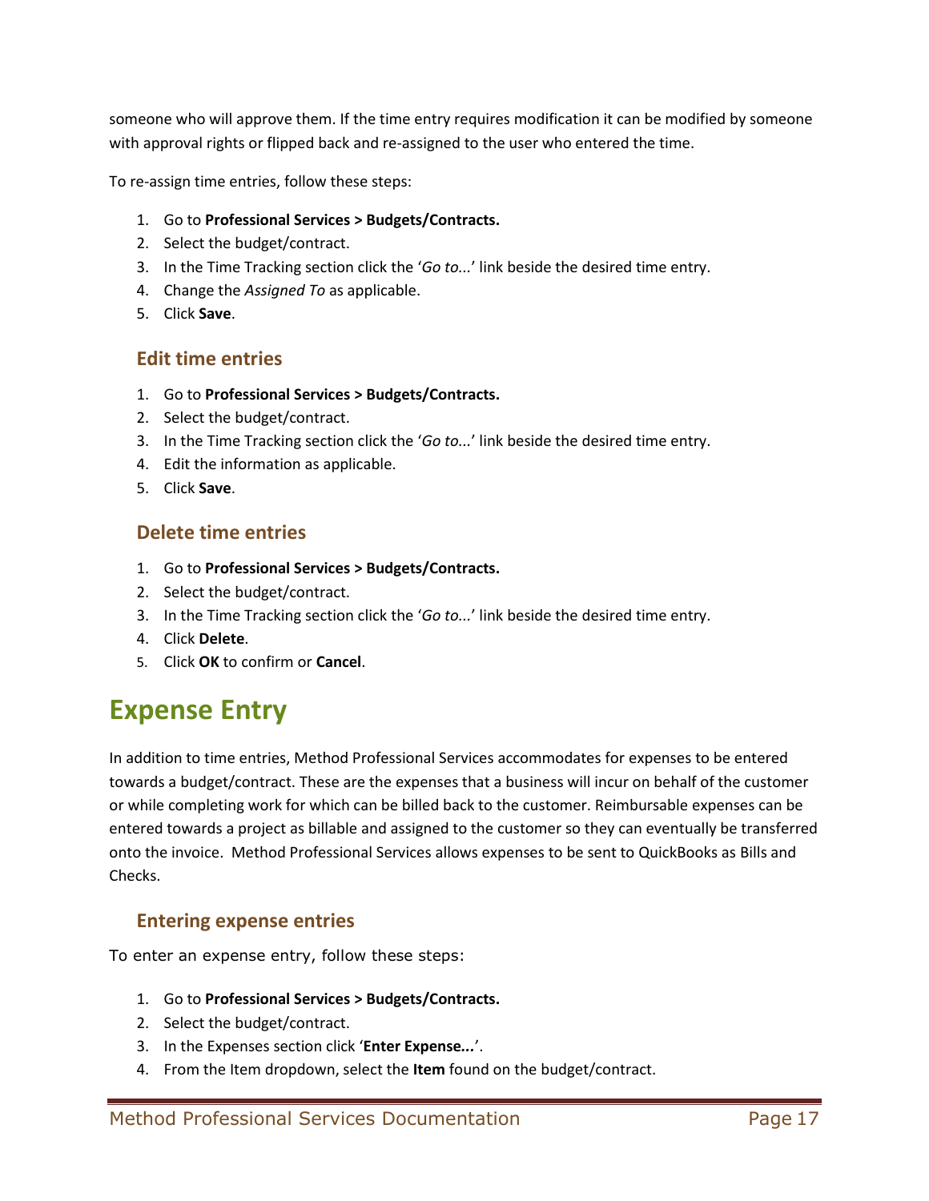someone who will approve them. If the time entry requires modification it can be modified by someone with approval rights or flipped back and re-assigned to the user who entered the time.

To re-assign time entries, follow these steps:

1. Go to **Professional Services > Budgets/Contracts.**
2. Select the budget/contract.
3. In the Time Tracking section click the '*Go to...*' link beside the desired time entry.
4. Change the *Assigned To* as applicable.
5. Click **Save**.

## Edit time entries

1. Go to **Professional Services > Budgets/Contracts.**
2. Select the budget/contract.
3. In the Time Tracking section click the '*Go to...*' link beside the desired time entry.
4. Edit the information as applicable.
5. Click **Save**.

## Delete time entries

1. Go to **Professional Services > Budgets/Contracts.**
2. Select the budget/contract.
3. In the Time Tracking section click the '*Go to...*' link beside the desired time entry.
4. Click **Delete**.
5. Click **OK** to confirm or **Cancel**.

# Expense Entry

In addition to time entries, Method Professional Services accommodates for expenses to be entered towards a budget/contract. These are the expenses that a business will incur on behalf of the customer or while completing work for which can be billed back to the customer. Reimbursable expenses can be entered towards a project as billable and assigned to the customer so they can eventually be transferred onto the invoice. Method Professional Services allows expenses to be sent to QuickBooks as Bills and Checks.

## Entering expense entries

To enter an expense entry, follow these steps:

1. Go to **Professional Services > Budgets/Contracts.**
2. Select the budget/contract.
3. In the Expenses section click '**Enter Expense...**'.
4. From the Item dropdown, select the **Item** found on the budget/contract.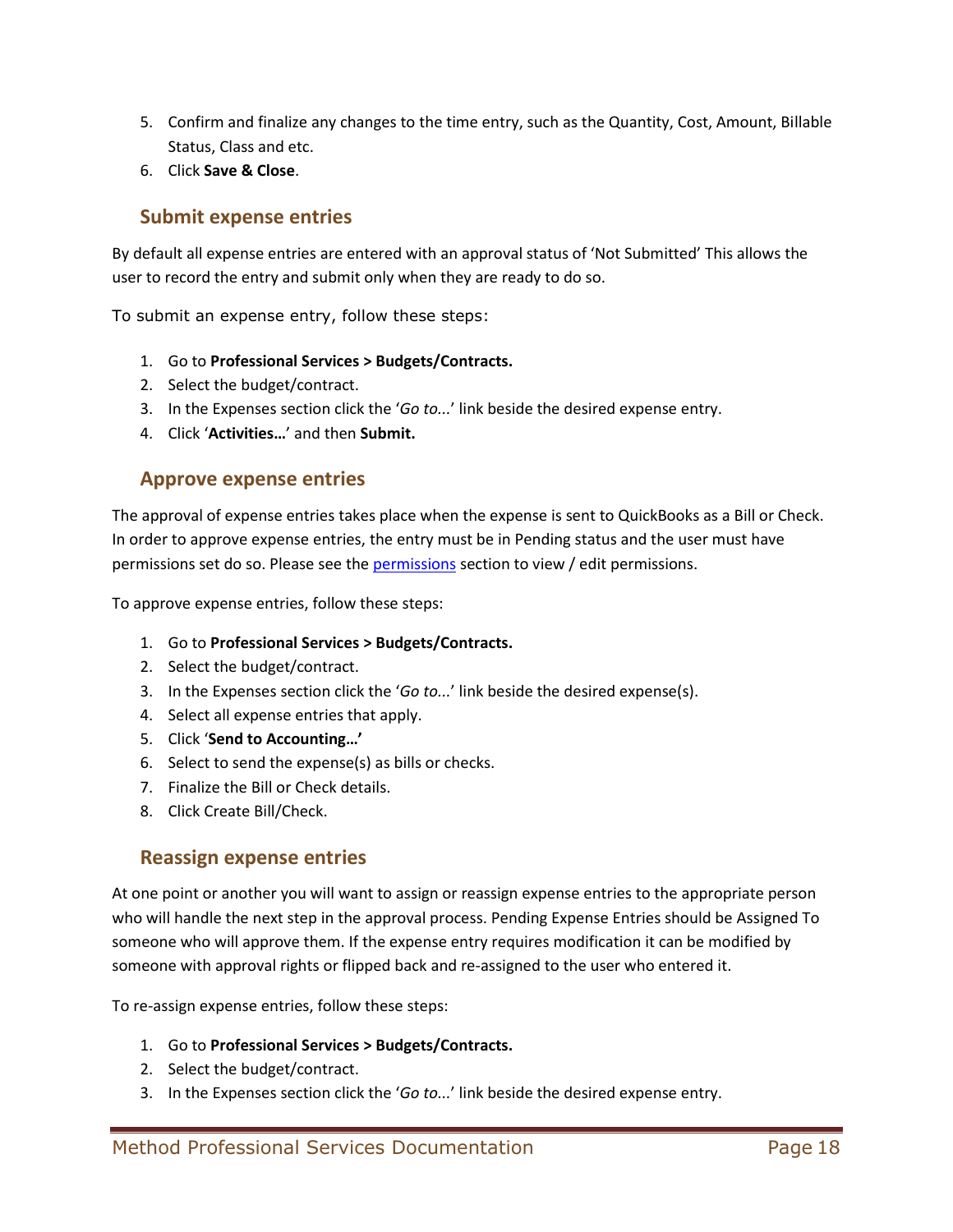5. Confirm and finalize any changes to the time entry, such as the Quantity, Cost, Amount, Billable Status, Class and etc.
6. Click **Save & Close**.

## Submit expense entries

By default all expense entries are entered with an approval status of 'Not Submitted' This allows the user to record the entry and submit only when they are ready to do so.

To submit an expense entry, follow these steps:

1. Go to **Professional Services > Budgets/Contracts.**
2. Select the budget/contract.
3. In the Expenses section click the '*Go to...*' link beside the desired expense entry.
4. Click '**Activities…**' and then **Submit.**

## Approve expense entries

The approval of expense entries takes place when the expense is sent to QuickBooks as a Bill or Check. In order to approve expense entries, the entry must be in Pending status and the user must have permissions set do so. Please see the permissions section to view / edit permissions.

To approve expense entries, follow these steps:

1. Go to **Professional Services > Budgets/Contracts.**
2. Select the budget/contract.
3. In the Expenses section click the '*Go to...*' link beside the desired expense(s).
4. Select all expense entries that apply.
5. Click '**Send to Accounting…'**
6. Select to send the expense(s) as bills or checks.
7. Finalize the Bill or Check details.
8. Click Create Bill/Check.

## Reassign expense entries

At one point or another you will want to assign or reassign expense entries to the appropriate person who will handle the next step in the approval process. Pending Expense Entries should be Assigned To someone who will approve them. If the expense entry requires modification it can be modified by someone with approval rights or flipped back and re-assigned to the user who entered it.

To re-assign expense entries, follow these steps:

1. Go to **Professional Services > Budgets/Contracts.**
2. Select the budget/contract.
3. In the Expenses section click the '*Go to...*' link beside the desired expense entry.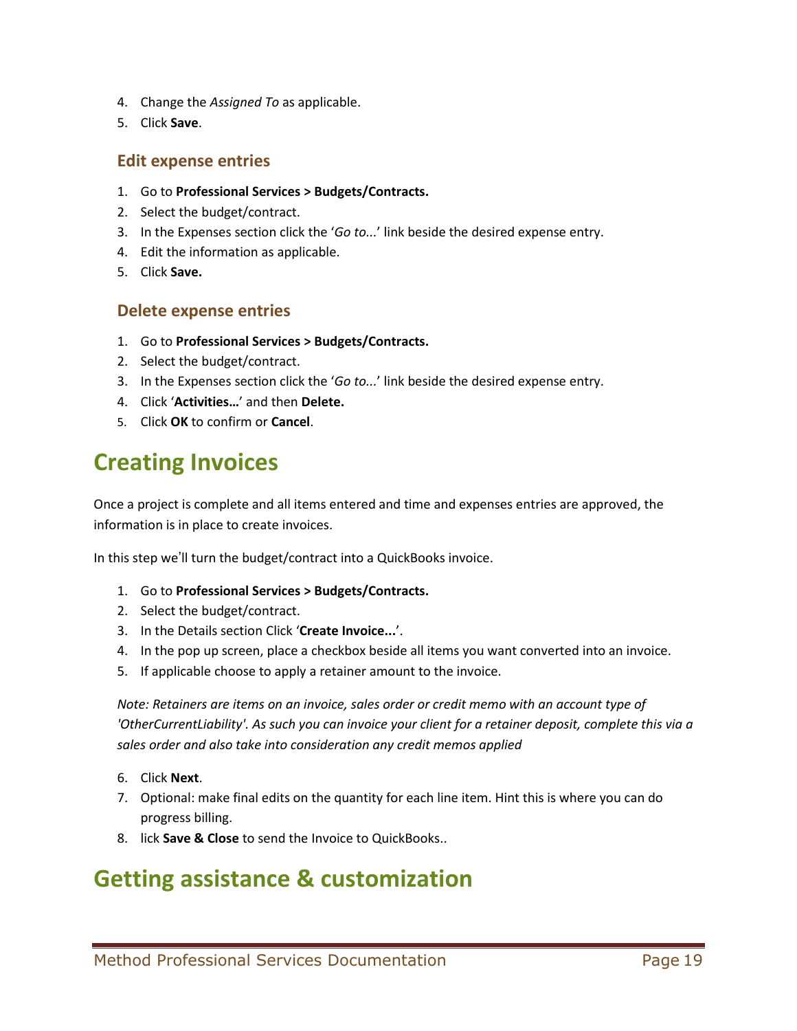4. Change the *Assigned To* as applicable.
5. Click **Save**.

### Edit expense entries

1. Go to **Professional Services > Budgets/Contracts.**
2. Select the budget/contract.
3. In the Expenses section click the '*Go to...*' link beside the desired expense entry.
4. Edit the information as applicable.
5. Click **Save.**

### Delete expense entries

1. Go to **Professional Services > Budgets/Contracts.**
2. Select the budget/contract.
3. In the Expenses section click the '*Go to...*' link beside the desired expense entry.
4. Click '**Activities…**' and then **Delete.**
5. Click **OK** to confirm or **Cancel**.

# Creating Invoices

Once a project is complete and all items entered and time and expenses entries are approved, the information is in place to create invoices.

In this step we'll turn the budget/contract into a QuickBooks invoice.

1. Go to **Professional Services > Budgets/Contracts.**
2. Select the budget/contract.
3. In the Details section Click '**Create Invoice...**'.
4. In the pop up screen, place a checkbox beside all items you want converted into an invoice.
5. If applicable choose to apply a retainer amount to the invoice.

*Note: Retainers are items on an invoice, sales order or credit memo with an account type of 'OtherCurrentLiability'. As such you can invoice your client for a retainer deposit, complete this via a sales order and also take into consideration any credit memos applied*

6. Click **Next**.
7. Optional: make final edits on the quantity for each line item. Hint this is where you can do progress billing.
8. lick **Save & Close** to send the Invoice to QuickBooks..

# Getting assistance & customization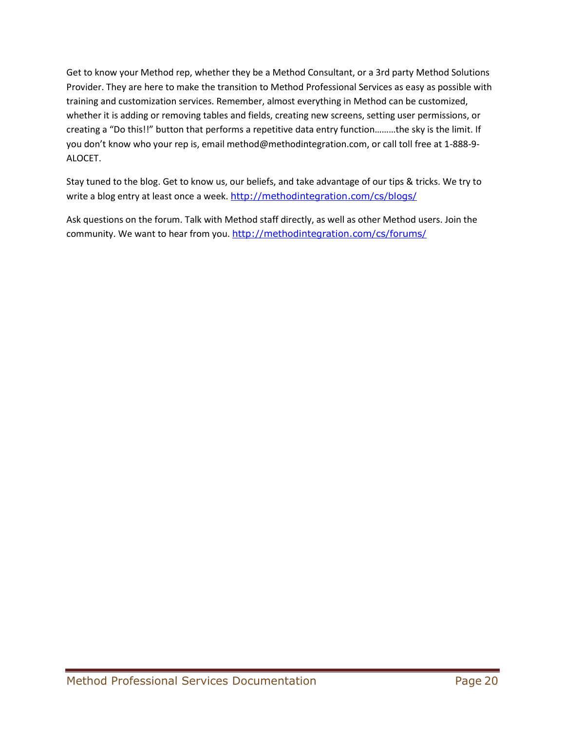Get to know your Method rep, whether they be a Method Consultant, or a 3rd party Method Solutions Provider. They are here to make the transition to Method Professional Services as easy as possible with training and customization services. Remember, almost everything in Method can be customized, whether it is adding or removing tables and fields, creating new screens, setting user permissions, or creating a "Do this!!" button that performs a repetitive data entry function………the sky is the limit. If you don't know who your rep is, email method@methodintegration.com, or call toll free at 1-888-9-ALOCET.

Stay tuned to the blog. Get to know us, our beliefs, and take advantage of our tips & tricks. We try to write a blog entry at least once a week. http://methodintegration.com/cs/blogs/

Ask questions on the forum. Talk with Method staff directly, as well as other Method users. Join the community. We want to hear from you. http://methodintegration.com/cs/forums/